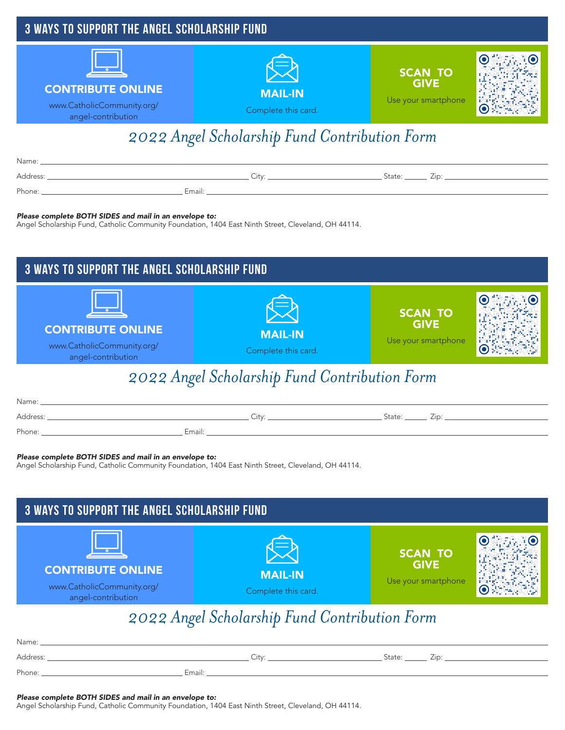## 3 WAYS TO SUPPORT THE ANGEL SCHOLARSHIP FUND

**CONTRIBUTE ONLINE**

www.CatholicCommunity.org/angel-contribution

**MAIL-IN**

Complete this card.

**SCAN TO GIVE**

Use your smartphone

# *2022 Angel Scholarship Fund Contribution Form*

Name: ______________________________________________

Address: ____________________ City: ____________________ State: ______ Zip: ____________

Phone: ____________________ Email: ____________________

***Please complete BOTH SIDES and mail in an envelope to:***

Angel Scholarship Fund, Catholic Community Foundation, 1404 East Ninth Street, Cleveland, OH 44114.

## 3 WAYS TO SUPPORT THE ANGEL SCHOLARSHIP FUND

**CONTRIBUTE ONLINE**

www.CatholicCommunity.org/angel-contribution

**MAIL-IN**

Complete this card.

**SCAN TO GIVE**

Use your smartphone

# *2022 Angel Scholarship Fund Contribution Form*

Name: ______________________________________________

Address: ____________________ City: ____________________ State: ______ Zip: ____________

Phone: ____________________ Email: ____________________

***Please complete BOTH SIDES and mail in an envelope to:***

Angel Scholarship Fund, Catholic Community Foundation, 1404 East Ninth Street, Cleveland, OH 44114.

## 3 WAYS TO SUPPORT THE ANGEL SCHOLARSHIP FUND

**CONTRIBUTE ONLINE**

www.CatholicCommunity.org/angel-contribution

**MAIL-IN**

Complete this card.

**SCAN TO GIVE**

Use your smartphone

# *2022 Angel Scholarship Fund Contribution Form*

Name: ______________________________________________

Address: ____________________ City: ____________________ State: ______ Zip: ____________

Phone: ____________________ Email: ____________________

***Please complete BOTH SIDES and mail in an envelope to:***

Angel Scholarship Fund, Catholic Community Foundation, 1404 East Ninth Street, Cleveland, OH 44114.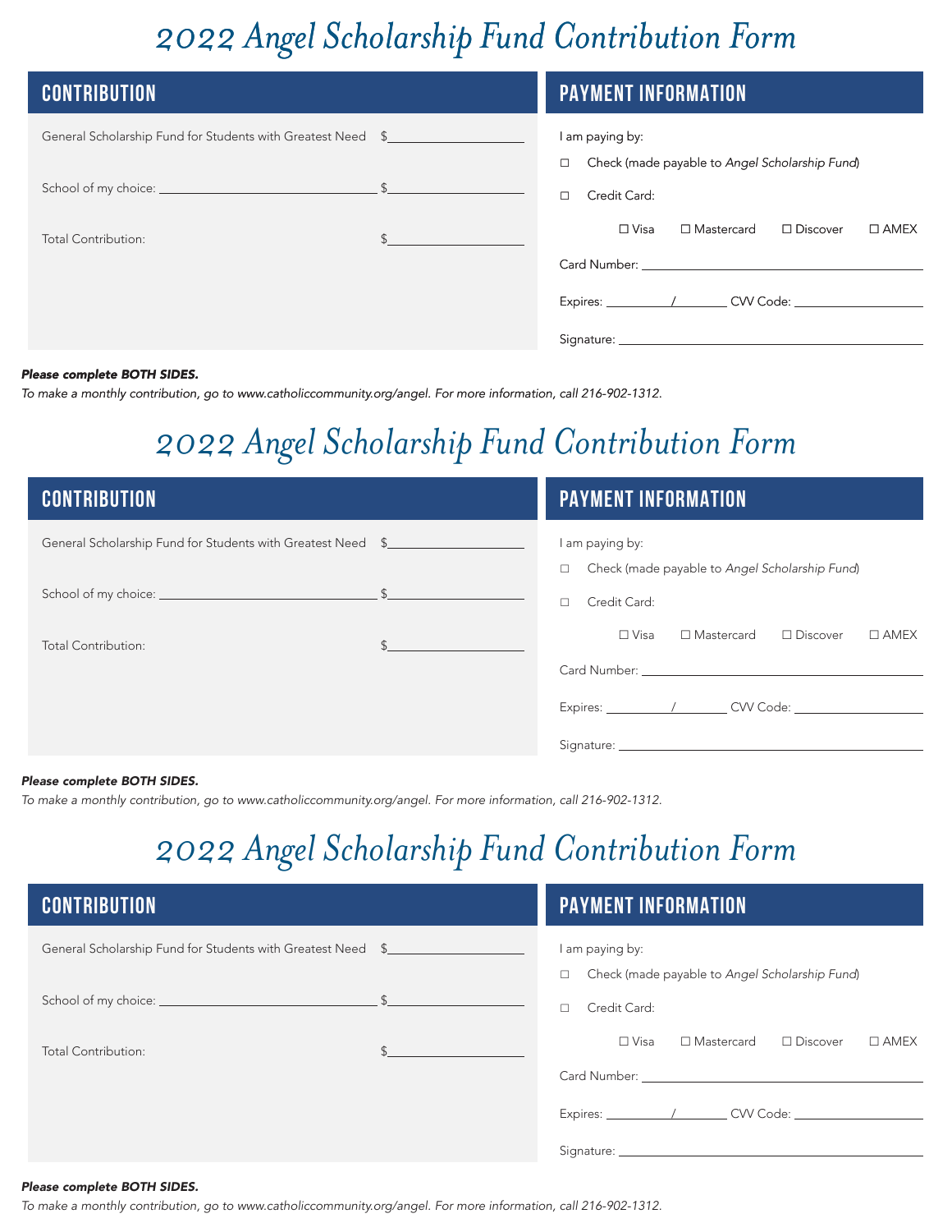# 2022 Angel Scholarship Fund Contribution Form

## CONTRIBUTION

General Scholarship Fund for Students with Greatest Need $____________

School of my choice: ______________________ $____________

Total Contribution: $____________

## PAYMENT INFORMATION

I am paying by:

☐ Check (made payable to *Angel Scholarship Fund*)

☐ Credit Card:

☐ Visa ☐ Mastercard ☐ Discover ☐ AMEX

Card Number: ______________________________

Expires: ________/________ CVV Code: ____________

Signature: ______________________________

***Please complete BOTH SIDES.***

*To make a monthly contribution, go to www.catholiccommunity.org/angel. For more information, call 216-902-1312.*

# 2022 Angel Scholarship Fund Contribution Form

## CONTRIBUTION

General Scholarship Fund for Students with Greatest Need $____________

School of my choice: ______________________ $____________

Total Contribution: $____________

## PAYMENT INFORMATION

I am paying by:

☐ Check (made payable to *Angel Scholarship Fund*)

☐ Credit Card:

☐ Visa ☐ Mastercard ☐ Discover ☐ AMEX

Card Number: ______________________________

Expires: ________/________ CVV Code: ____________

Signature: ______________________________

***Please complete BOTH SIDES.***

*To make a monthly contribution, go to www.catholiccommunity.org/angel. For more information, call 216-902-1312.*

# 2022 Angel Scholarship Fund Contribution Form

## CONTRIBUTION

General Scholarship Fund for Students with Greatest Need $____________

School of my choice: ______________________ $____________

Total Contribution: $____________

## PAYMENT INFORMATION

I am paying by:

☐ Check (made payable to *Angel Scholarship Fund*)

☐ Credit Card:

☐ Visa ☐ Mastercard ☐ Discover ☐ AMEX

Card Number: ______________________________

Expires: ________/________ CVV Code: ____________

Signature: ______________________________

***Please complete BOTH SIDES.***

*To make a monthly contribution, go to www.catholiccommunity.org/angel. For more information, call 216-902-1312.*